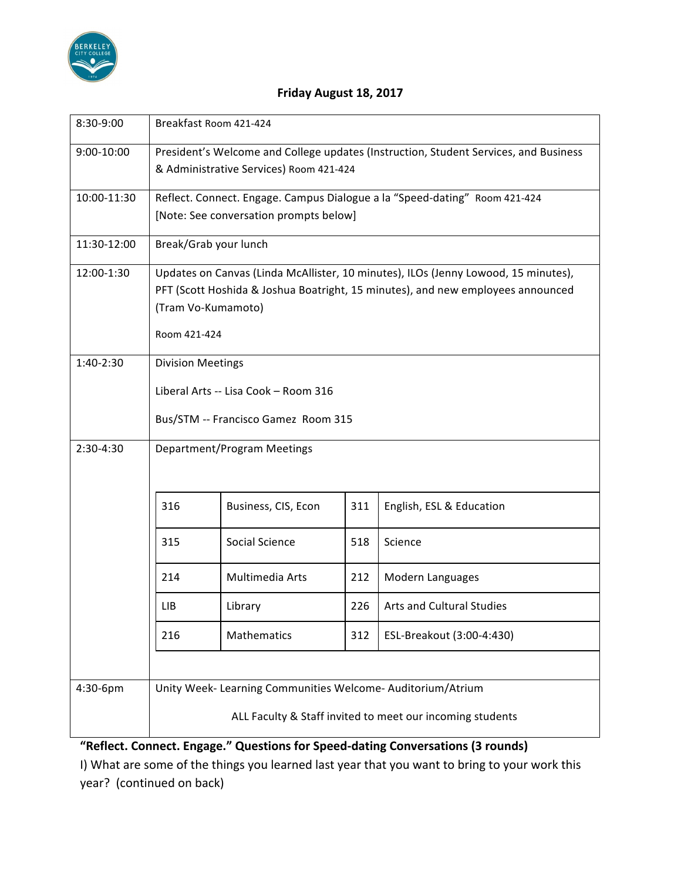## Friday August 18, 2017

| | |
|---|---|
| 8:30-9:00 | Breakfast Room 421-424 |
| 9:00-10:00 | President's Welcome and College updates (Instruction, Student Services, and Business & Administrative Services) Room 421-424 |
| 10:00-11:30 | Reflect. Connect. Engage. Campus Dialogue a la "Speed-dating" Room 421-424 [Note: See conversation prompts below] |
| 11:30-12:00 | Break/Grab your lunch |
| 12:00-1:30 | Updates on Canvas (Linda McAllister, 10 minutes), ILOs (Jenny Lowood, 15 minutes), PFT (Scott Hoshida & Joshua Boatright, 15 minutes), and new employees announced (Tram Vo-Kumamoto)<br><br>Room 421-424 |
| 1:40-2:30 | Division Meetings<br><br>Liberal Arts -- Lisa Cook – Room 316<br><br>Bus/STM -- Francisco Gamez Room 315 |
| 2:30-4:30 | Department/Program Meetings |
| 4:30-6pm | Unity Week- Learning Communities Welcome- Auditorium/Atrium<br><br>ALL Faculty & Staff invited to meet our incoming students |

Department/Program Meetings (2:30-4:30):

| | | | |
|---|---|---|---|
| 316 | Business, CIS, Econ | 311 | English, ESL & Education |
| 315 | Social Science | 518 | Science |
| 214 | Multimedia Arts | 212 | Modern Languages |
| LIB | Library | 226 | Arts and Cultural Studies |
| 216 | Mathematics | 312 | ESL-Breakout (3:00-4:430) |

**"Reflect. Connect. Engage." Questions for Speed-dating Conversations (3 rounds)**

I) What are some of the things you learned last year that you want to bring to your work this year? (continued on back)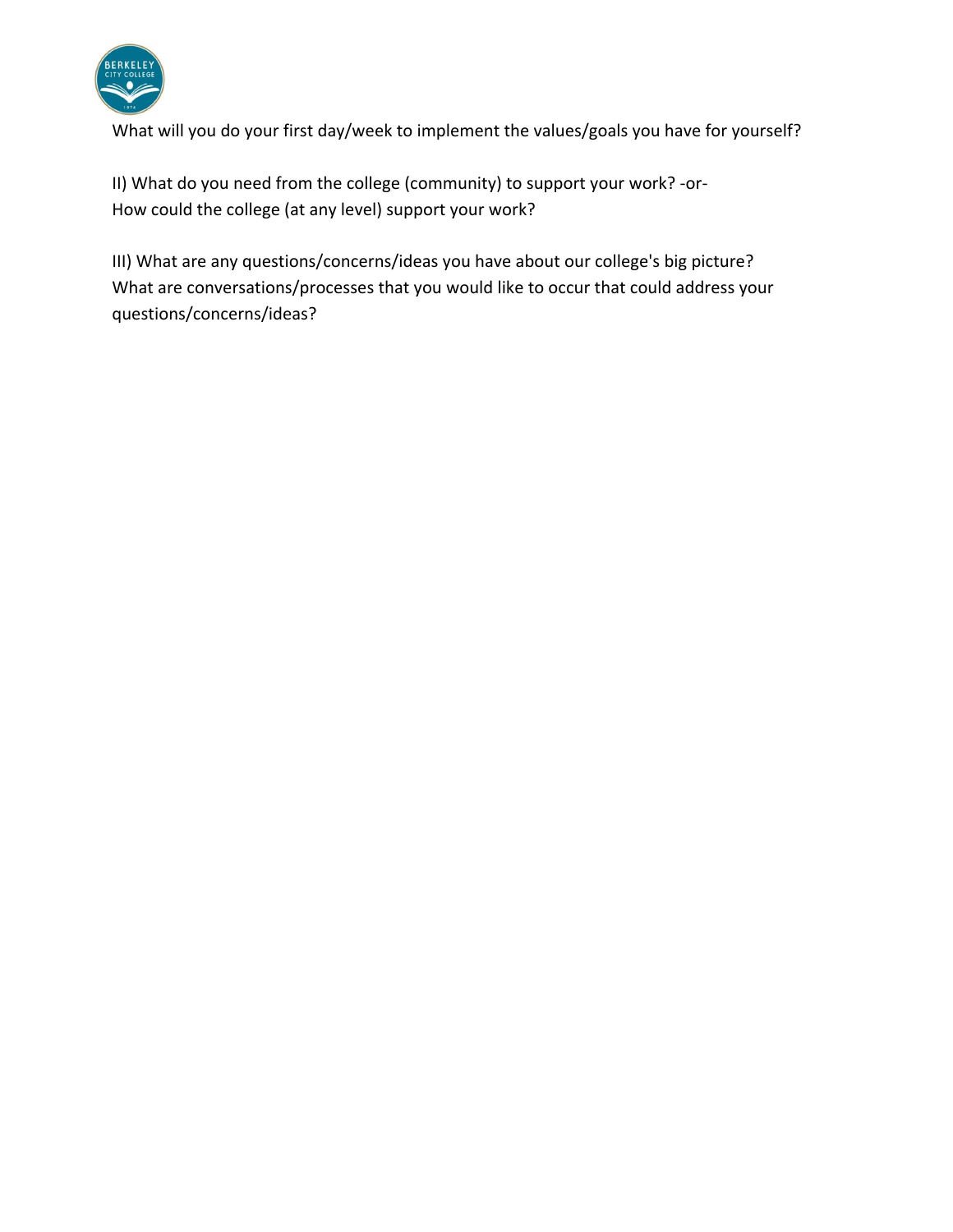What will you do your first day/week to implement the values/goals you have for yourself?

II) What do you need from the college (community) to support your work? -or-
How could the college (at any level) support your work?

III) What are any questions/concerns/ideas you have about our college's big picture?
What are conversations/processes that you would like to occur that could address your questions/concerns/ideas?